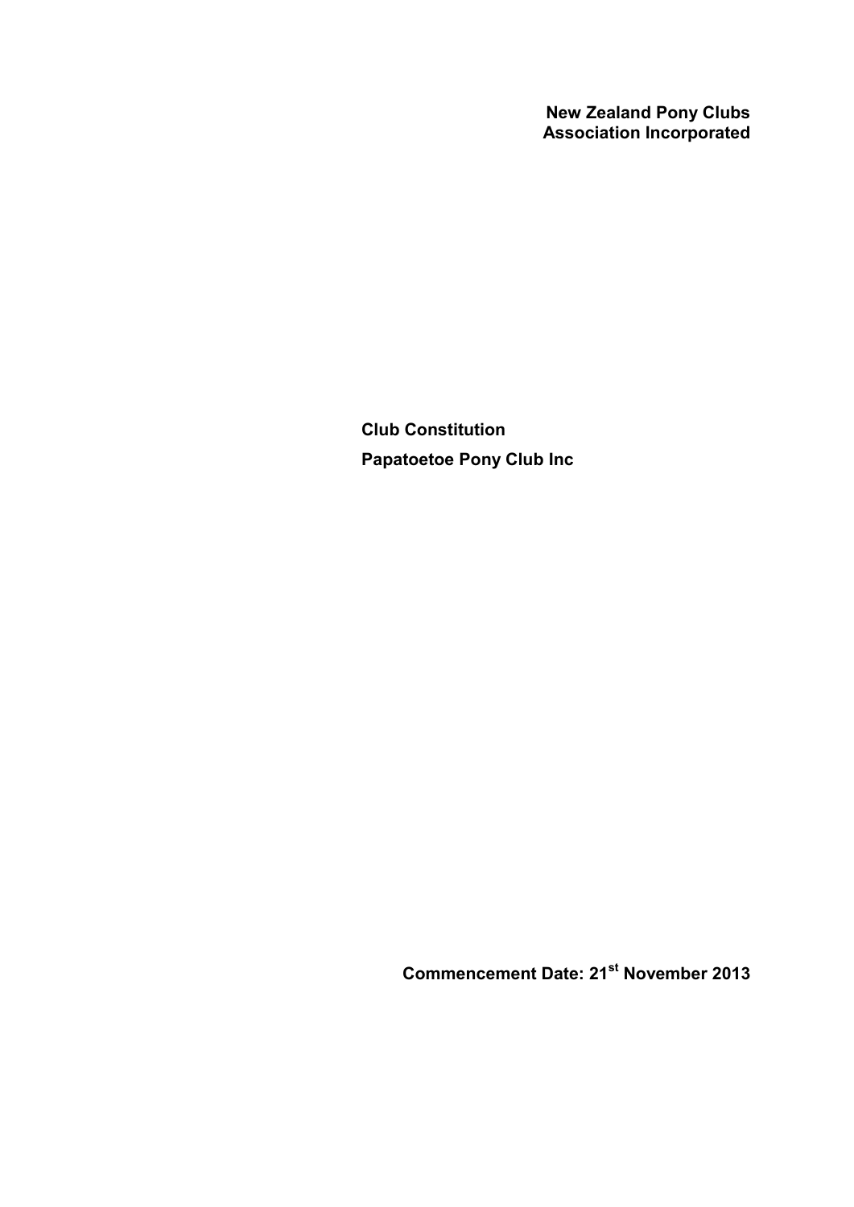**New Zealand Pony Clubs Association Incorporated**

# Club Constitution

# Papatoetoe Pony Club Inc

**Commencement Date: 21st November 2013**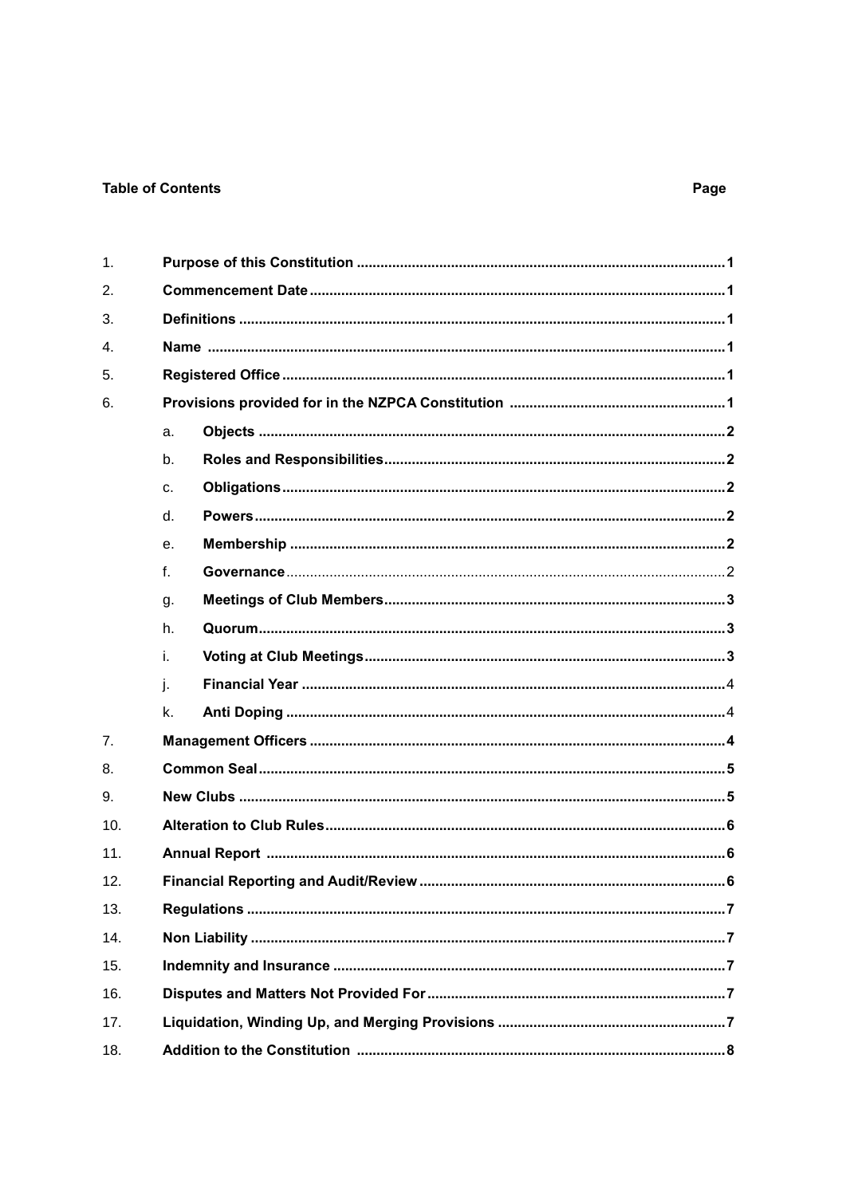**Table of Contents** **Page**

| | | Page |
|---|---|---|
| 1. | **Purpose of this Constitution** | **1** |
| 2. | **Commencement Date** | **1** |
| 3. | **Definitions** | **1** |
| 4. | **Name** | **1** |
| 5. | **Registered Office** | **1** |
| 6. | **Provisions provided for in the NZPCA Constitution** | **1** |
| | a. **Objects** | **2** |
| | b. **Roles and Responsibilities** | **2** |
| | c. **Obligations** | **2** |
| | d. **Powers** | **2** |
| | e. **Membership** | **2** |
| | f. **Governance** | 2 |
| | g. **Meetings of Club Members** | **3** |
| | h. **Quorum** | **3** |
| | i. **Voting at Club Meetings** | **3** |
| | j. **Financial Year** | 4 |
| | k. **Anti Doping** | 4 |
| 7. | **Management Officers** | **4** |
| 8. | **Common Seal** | **5** |
| 9. | **New Clubs** | **5** |
| 10. | **Alteration to Club Rules** | **6** |
| 11. | **Annual Report** | **6** |
| 12. | **Financial Reporting and Audit/Review** | **6** |
| 13. | **Regulations** | **7** |
| 14. | **Non Liability** | **7** |
| 15. | **Indemnity and Insurance** | **7** |
| 16. | **Disputes and Matters Not Provided For** | **7** |
| 17. | **Liquidation, Winding Up, and Merging Provisions** | **7** |
| 18. | **Addition to the Constitution** | **8** |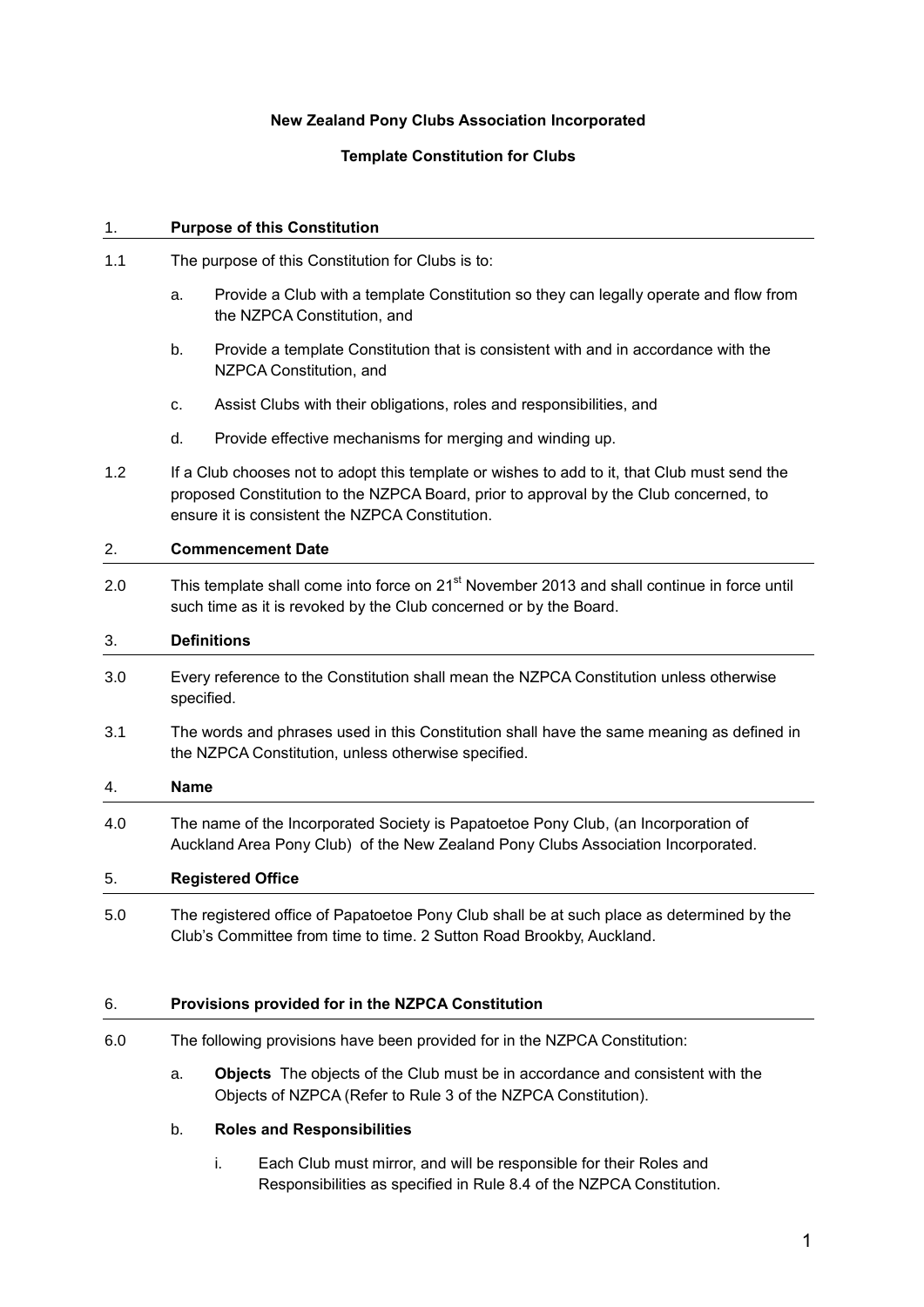**New Zealand Pony Clubs Association Incorporated**

**Template Constitution for Clubs**

## 1. Purpose of this Constitution

1.1 The purpose of this Constitution for Clubs is to:

a. Provide a Club with a template Constitution so they can legally operate and flow from the NZPCA Constitution, and

b. Provide a template Constitution that is consistent with and in accordance with the NZPCA Constitution, and

c. Assist Clubs with their obligations, roles and responsibilities, and

d. Provide effective mechanisms for merging and winding up.

1.2 If a Club chooses not to adopt this template or wishes to add to it, that Club must send the proposed Constitution to the NZPCA Board, prior to approval by the Club concerned, to ensure it is consistent the NZPCA Constitution.

## 2. Commencement Date

2.0 This template shall come into force on 21st November 2013 and shall continue in force until such time as it is revoked by the Club concerned or by the Board.

## 3. Definitions

3.0 Every reference to the Constitution shall mean the NZPCA Constitution unless otherwise specified.

3.1 The words and phrases used in this Constitution shall have the same meaning as defined in the NZPCA Constitution, unless otherwise specified.

## 4. Name

4.0 The name of the Incorporated Society is Papatoetoe Pony Club, (an Incorporation of Auckland Area Pony Club) of the New Zealand Pony Clubs Association Incorporated.

## 5. Registered Office

5.0 The registered office of Papatoetoe Pony Club shall be at such place as determined by the Club's Committee from time to time. 2 Sutton Road Brookby, Auckland.

## 6. Provisions provided for in the NZPCA Constitution

6.0 The following provisions have been provided for in the NZPCA Constitution:

a. **Objects** The objects of the Club must be in accordance and consistent with the Objects of NZPCA (Refer to Rule 3 of the NZPCA Constitution).

b. **Roles and Responsibilities**

i. Each Club must mirror, and will be responsible for their Roles and Responsibilities as specified in Rule 8.4 of the NZPCA Constitution.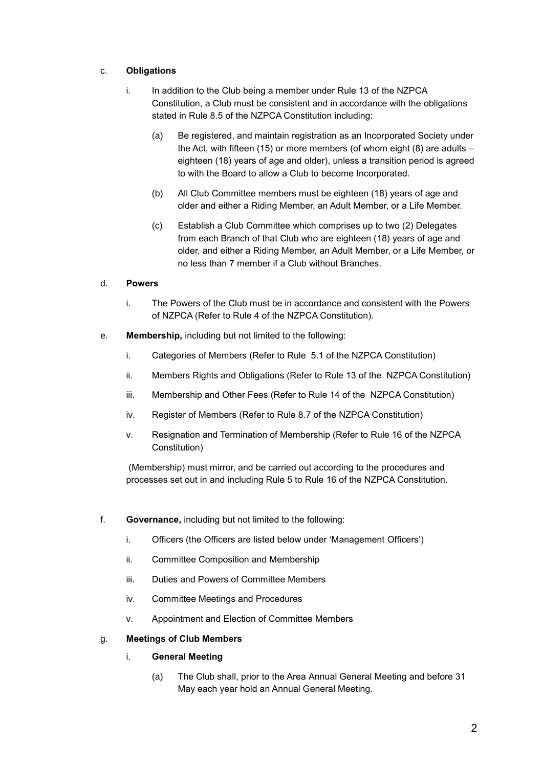c. **Obligations**

   i. In addition to the Club being a member under Rule 13 of the NZPCA Constitution, a Club must be consistent and in accordance with the obligations stated in Rule 8.5 of the NZPCA Constitution including:

      (a) Be registered, and maintain registration as an Incorporated Society under the Act, with fifteen (15) or more members (of whom eight (8) are adults – eighteen (18) years of age and older), unless a transition period is agreed to with the Board to allow a Club to become Incorporated.

      (b) All Club Committee members must be eighteen (18) years of age and older and either a Riding Member, an Adult Member, or a Life Member.

      (c) Establish a Club Committee which comprises up to two (2) Delegates from each Branch of that Club who are eighteen (18) years of age and older, and either a Riding Member, an Adult Member, or a Life Member, or no less than 7 member if a Club without Branches.

d. **Powers**

   i. The Powers of the Club must be in accordance and consistent with the Powers of NZPCA (Refer to Rule 4 of the NZPCA Constitution).

e. **Membership,** including but not limited to the following:

   i. Categories of Members (Refer to Rule 5.1 of the NZPCA Constitution)

   ii. Members Rights and Obligations (Refer to Rule 13 of the NZPCA Constitution)

   iii. Membership and Other Fees (Refer to Rule 14 of the NZPCA Constitution)

   iv. Register of Members (Refer to Rule 8.7 of the NZPCA Constitution)

   v. Resignation and Termination of Membership (Refer to Rule 16 of the NZPCA Constitution)

   (Membership) must mirror, and be carried out according to the procedures and processes set out in and including Rule 5 to Rule 16 of the NZPCA Constitution.

f. **Governance,** including but not limited to the following:

   i. Officers (the Officers are listed below under 'Management Officers')

   ii. Committee Composition and Membership

   iii. Duties and Powers of Committee Members

   iv. Committee Meetings and Procedures

   v. Appointment and Election of Committee Members

g. **Meetings of Club Members**

   i. **General Meeting**

      (a) The Club shall, prior to the Area Annual General Meeting and before 31 May each year hold an Annual General Meeting.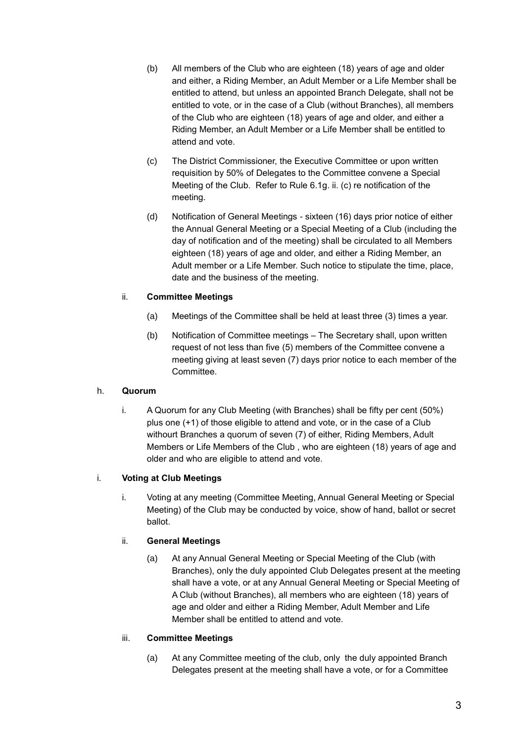(b) All members of the Club who are eighteen (18) years of age and older and either, a Riding Member, an Adult Member or a Life Member shall be entitled to attend, but unless an appointed Branch Delegate, shall not be entitled to vote, or in the case of a Club (without Branches), all members of the Club who are eighteen (18) years of age and older, and either a Riding Member, an Adult Member or a Life Member shall be entitled to attend and vote.

(c) The District Commissioner, the Executive Committee or upon written requisition by 50% of Delegates to the Committee convene a Special Meeting of the Club. Refer to Rule 6.1g. ii. (c) re notification of the meeting.

(d) Notification of General Meetings - sixteen (16) days prior notice of either the Annual General Meeting or a Special Meeting of a Club (including the day of notification and of the meeting) shall be circulated to all Members eighteen (18) years of age and older, and either a Riding Member, an Adult member or a Life Member. Such notice to stipulate the time, place, date and the business of the meeting.

ii. **Committee Meetings**

(a) Meetings of the Committee shall be held at least three (3) times a year.

(b) Notification of Committee meetings – The Secretary shall, upon written request of not less than five (5) members of the Committee convene a meeting giving at least seven (7) days prior notice to each member of the Committee.

h. **Quorum**

i. A Quorum for any Club Meeting (with Branches) shall be fifty per cent (50%) plus one (+1) of those eligible to attend and vote, or in the case of a Club withourt Branches a quorum of seven (7) of either, Riding Members, Adult Members or Life Members of the Club , who are eighteen (18) years of age and older and who are eligible to attend and vote.

i. **Voting at Club Meetings**

i. Voting at any meeting (Committee Meeting, Annual General Meeting or Special Meeting) of the Club may be conducted by voice, show of hand, ballot or secret ballot.

ii. **General Meetings**

(a) At any Annual General Meeting or Special Meeting of the Club (with Branches), only the duly appointed Club Delegates present at the meeting shall have a vote, or at any Annual General Meeting or Special Meeting of A Club (without Branches), all members who are eighteen (18) years of age and older and either a Riding Member, Adult Member and Life Member shall be entitled to attend and vote.

iii. **Committee Meetings**

(a) At any Committee meeting of the club, only the duly appointed Branch Delegates present at the meeting shall have a vote, or for a Committee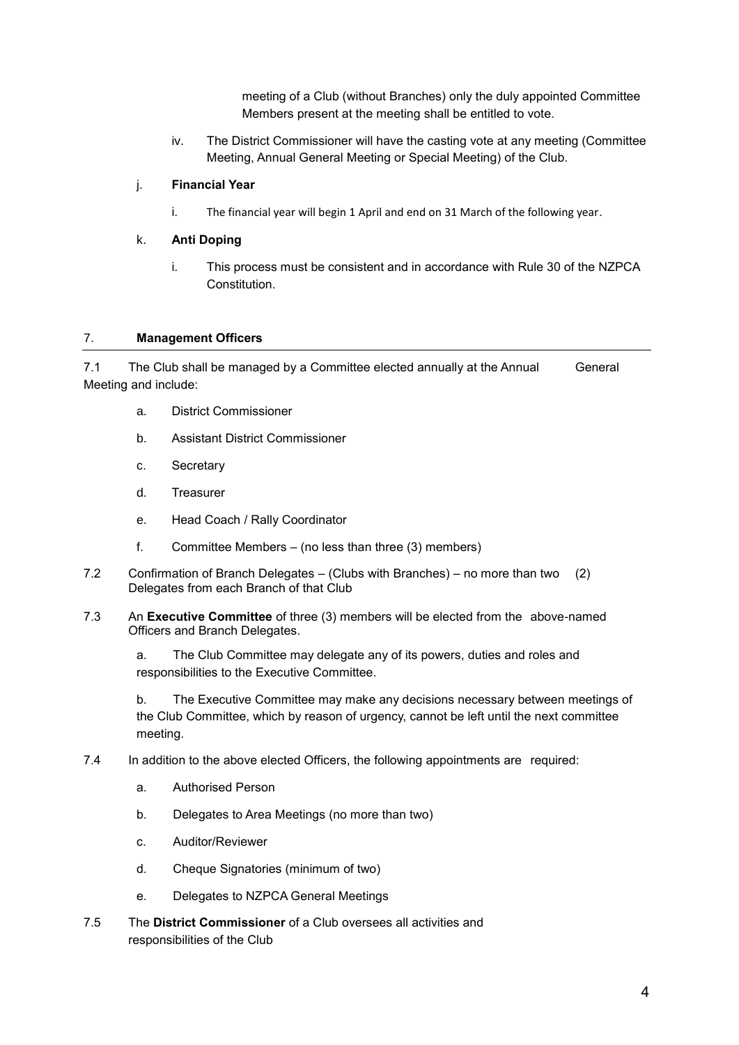meeting of a Club (without Branches) only the duly appointed Committee Members present at the meeting shall be entitled to vote.

iv. The District Commissioner will have the casting vote at any meeting (Committee Meeting, Annual General Meeting or Special Meeting) of the Club.

j. **Financial Year**

i. The financial year will begin 1 April and end on 31 March of the following year.

k. **Anti Doping**

i. This process must be consistent and in accordance with Rule 30 of the NZPCA Constitution.

## 7. Management Officers

7.1 The Club shall be managed by a Committee elected annually at the Annual General Meeting and include:

a. District Commissioner

b. Assistant District Commissioner

c. Secretary

d. Treasurer

e. Head Coach / Rally Coordinator

f. Committee Members – (no less than three (3) members)

7.2 Confirmation of Branch Delegates – (Clubs with Branches) – no more than two (2) Delegates from each Branch of that Club

7.3 An **Executive Committee** of three (3) members will be elected from the above-named Officers and Branch Delegates.

a. The Club Committee may delegate any of its powers, duties and roles and responsibilities to the Executive Committee.

b. The Executive Committee may make any decisions necessary between meetings of the Club Committee, which by reason of urgency, cannot be left until the next committee meeting.

7.4 In addition to the above elected Officers, the following appointments are required:

a. Authorised Person

b. Delegates to Area Meetings (no more than two)

c. Auditor/Reviewer

d. Cheque Signatories (minimum of two)

e. Delegates to NZPCA General Meetings

7.5 The **District Commissioner** of a Club oversees all activities and responsibilities of the Club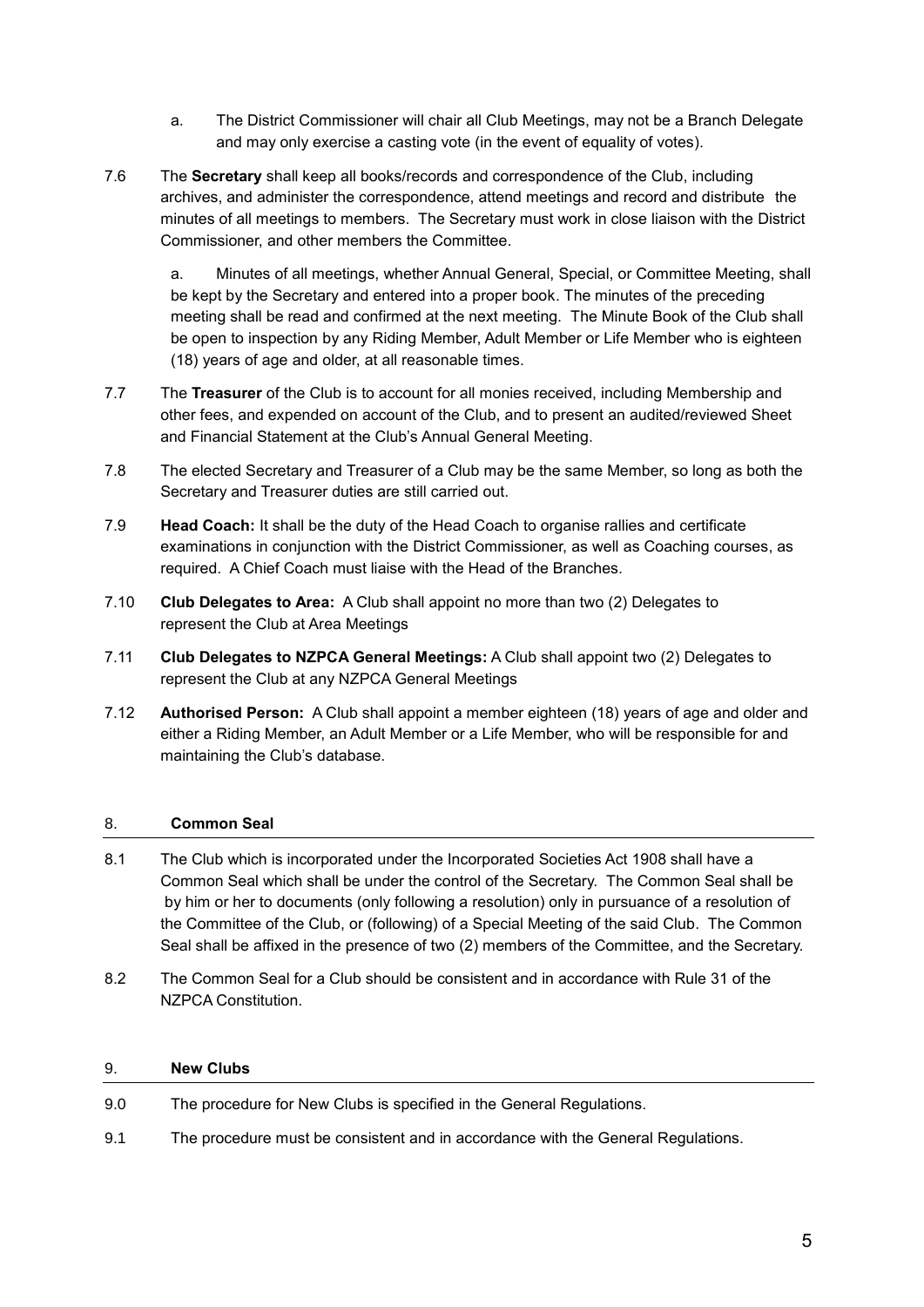a. The District Commissioner will chair all Club Meetings, may not be a Branch Delegate and may only exercise a casting vote (in the event of equality of votes).

7.6 The **Secretary** shall keep all books/records and correspondence of the Club, including archives, and administer the correspondence, attend meetings and record and distribute the minutes of all meetings to members. The Secretary must work in close liaison with the District Commissioner, and other members the Committee.

a. Minutes of all meetings, whether Annual General, Special, or Committee Meeting, shall be kept by the Secretary and entered into a proper book. The minutes of the preceding meeting shall be read and confirmed at the next meeting. The Minute Book of the Club shall be open to inspection by any Riding Member, Adult Member or Life Member who is eighteen (18) years of age and older, at all reasonable times.

7.7 The **Treasurer** of the Club is to account for all monies received, including Membership and other fees, and expended on account of the Club, and to present an audited/reviewed Sheet and Financial Statement at the Club's Annual General Meeting.

7.8 The elected Secretary and Treasurer of a Club may be the same Member, so long as both the Secretary and Treasurer duties are still carried out.

7.9 **Head Coach:** It shall be the duty of the Head Coach to organise rallies and certificate examinations in conjunction with the District Commissioner, as well as Coaching courses, as required. A Chief Coach must liaise with the Head of the Branches.

7.10 **Club Delegates to Area:** A Club shall appoint no more than two (2) Delegates to represent the Club at Area Meetings

7.11 **Club Delegates to NZPCA General Meetings:** A Club shall appoint two (2) Delegates to represent the Club at any NZPCA General Meetings

7.12 **Authorised Person:** A Club shall appoint a member eighteen (18) years of age and older and either a Riding Member, an Adult Member or a Life Member, who will be responsible for and maintaining the Club's database.

## 8. Common Seal

8.1 The Club which is incorporated under the Incorporated Societies Act 1908 shall have a Common Seal which shall be under the control of the Secretary. The Common Seal shall be by him or her to documents (only following a resolution) only in pursuance of a resolution of the Committee of the Club, or (following) of a Special Meeting of the said Club. The Common Seal shall be affixed in the presence of two (2) members of the Committee, and the Secretary.

8.2 The Common Seal for a Club should be consistent and in accordance with Rule 31 of the NZPCA Constitution.

## 9. New Clubs

9.0 The procedure for New Clubs is specified in the General Regulations.

9.1 The procedure must be consistent and in accordance with the General Regulations.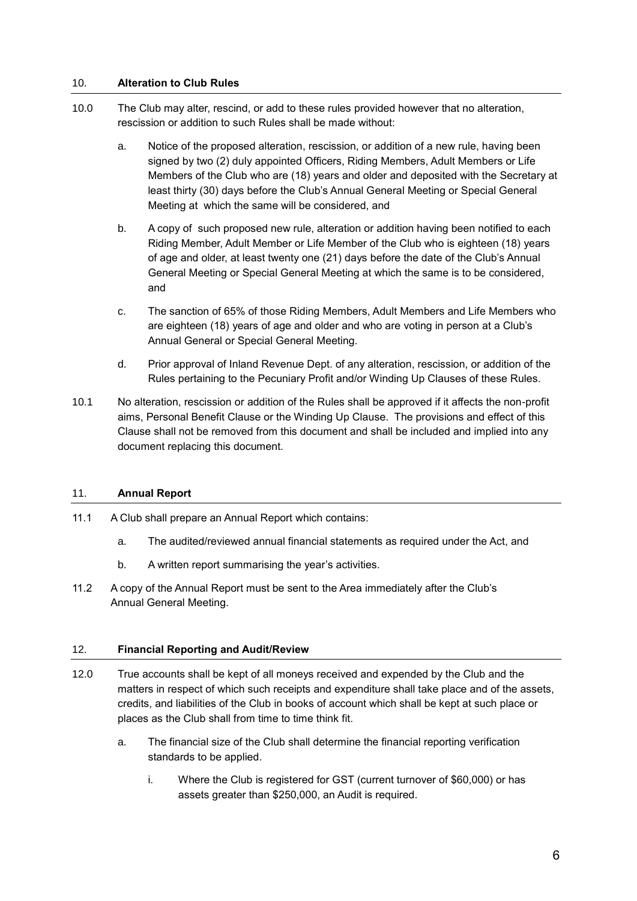## 10. Alteration to Club Rules

10.0 The Club may alter, rescind, or add to these rules provided however that no alteration, rescission or addition to such Rules shall be made without:

a. Notice of the proposed alteration, rescission, or addition of a new rule, having been signed by two (2) duly appointed Officers, Riding Members, Adult Members or Life Members of the Club who are (18) years and older and deposited with the Secretary at least thirty (30) days before the Club's Annual General Meeting or Special General Meeting at which the same will be considered, and

b. A copy of such proposed new rule, alteration or addition having been notified to each Riding Member, Adult Member or Life Member of the Club who is eighteen (18) years of age and older, at least twenty one (21) days before the date of the Club's Annual General Meeting or Special General Meeting at which the same is to be considered, and

c. The sanction of 65% of those Riding Members, Adult Members and Life Members who are eighteen (18) years of age and older and who are voting in person at a Club's Annual General or Special General Meeting.

d. Prior approval of Inland Revenue Dept. of any alteration, rescission, or addition of the Rules pertaining to the Pecuniary Profit and/or Winding Up Clauses of these Rules.

10.1 No alteration, rescission or addition of the Rules shall be approved if it affects the non-profit aims, Personal Benefit Clause or the Winding Up Clause. The provisions and effect of this Clause shall not be removed from this document and shall be included and implied into any document replacing this document.

## 11. Annual Report

11.1 A Club shall prepare an Annual Report which contains:

a. The audited/reviewed annual financial statements as required under the Act, and

b. A written report summarising the year's activities.

11.2 A copy of the Annual Report must be sent to the Area immediately after the Club's Annual General Meeting.

## 12. Financial Reporting and Audit/Review

12.0 True accounts shall be kept of all moneys received and expended by the Club and the matters in respect of which such receipts and expenditure shall take place and of the assets, credits, and liabilities of the Club in books of account which shall be kept at such place or places as the Club shall from time to time think fit.

a. The financial size of the Club shall determine the financial reporting verification standards to be applied.

i. Where the Club is registered for GST (current turnover of $60,000) or has assets greater than $250,000, an Audit is required.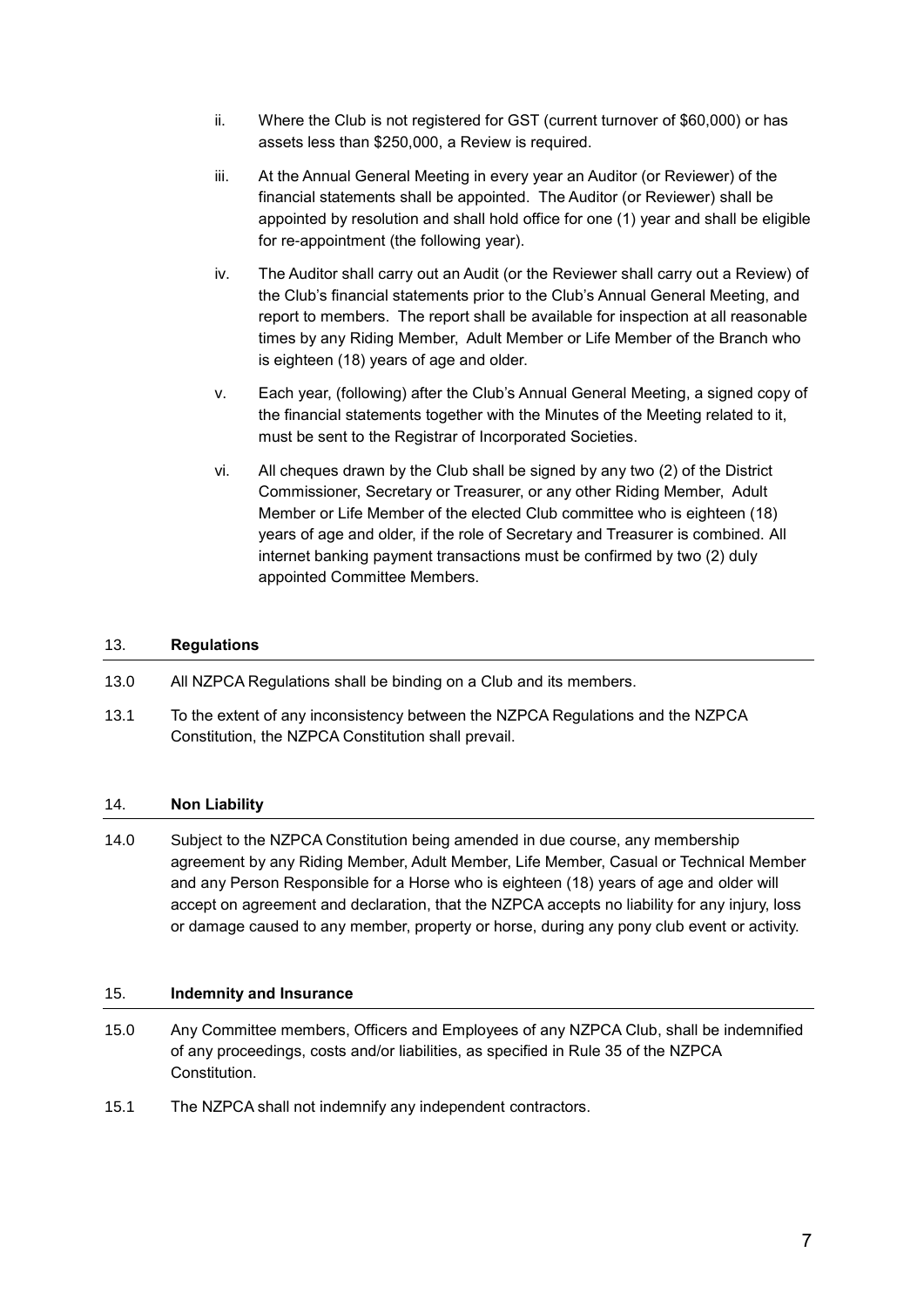ii. Where the Club is not registered for GST (current turnover of $60,000) or has assets less than $250,000, a Review is required.

iii. At the Annual General Meeting in every year an Auditor (or Reviewer) of the financial statements shall be appointed. The Auditor (or Reviewer) shall be appointed by resolution and shall hold office for one (1) year and shall be eligible for re-appointment (the following year).

iv. The Auditor shall carry out an Audit (or the Reviewer shall carry out a Review) of the Club's financial statements prior to the Club's Annual General Meeting, and report to members. The report shall be available for inspection at all reasonable times by any Riding Member, Adult Member or Life Member of the Branch who is eighteen (18) years of age and older.

v. Each year, (following) after the Club's Annual General Meeting, a signed copy of the financial statements together with the Minutes of the Meeting related to it, must be sent to the Registrar of Incorporated Societies.

vi. All cheques drawn by the Club shall be signed by any two (2) of the District Commissioner, Secretary or Treasurer, or any other Riding Member, Adult Member or Life Member of the elected Club committee who is eighteen (18) years of age and older, if the role of Secretary and Treasurer is combined. All internet banking payment transactions must be confirmed by two (2) duly appointed Committee Members.

## 13. Regulations

13.0 All NZPCA Regulations shall be binding on a Club and its members.

13.1 To the extent of any inconsistency between the NZPCA Regulations and the NZPCA Constitution, the NZPCA Constitution shall prevail.

## 14. Non Liability

14.0 Subject to the NZPCA Constitution being amended in due course, any membership agreement by any Riding Member, Adult Member, Life Member, Casual or Technical Member and any Person Responsible for a Horse who is eighteen (18) years of age and older will accept on agreement and declaration, that the NZPCA accepts no liability for any injury, loss or damage caused to any member, property or horse, during any pony club event or activity.

## 15. Indemnity and Insurance

15.0 Any Committee members, Officers and Employees of any NZPCA Club, shall be indemnified of any proceedings, costs and/or liabilities, as specified in Rule 35 of the NZPCA Constitution.

15.1 The NZPCA shall not indemnify any independent contractors.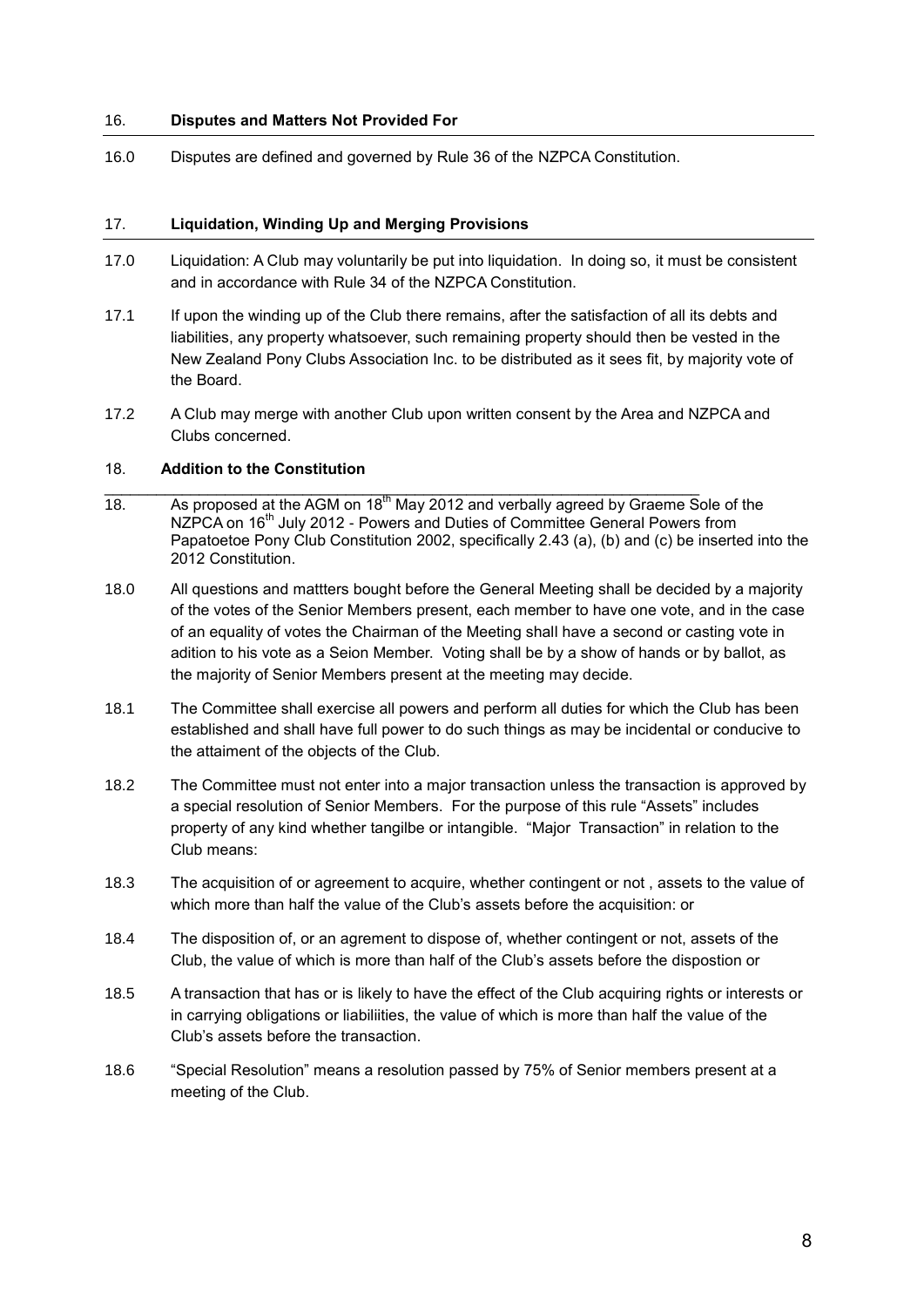## 16. Disputes and Matters Not Provided For

16.0 Disputes are defined and governed by Rule 36 of the NZPCA Constitution.

## 17. Liquidation, Winding Up and Merging Provisions

17.0 Liquidation: A Club may voluntarily be put into liquidation. In doing so, it must be consistent and in accordance with Rule 34 of the NZPCA Constitution.

17.1 If upon the winding up of the Club there remains, after the satisfaction of all its debts and liabilities, any property whatsoever, such remaining property should then be vested in the New Zealand Pony Clubs Association Inc. to be distributed as it sees fit, by majority vote of the Board.

17.2 A Club may merge with another Club upon written consent by the Area and NZPCA and Clubs concerned.

## 18. Addition to the Constitution

18. As proposed at the AGM on 18th May 2012 and verbally agreed by Graeme Sole of the NZPCA on 16th July 2012 - Powers and Duties of Committee General Powers from Papatoetoe Pony Club Constitution 2002, specifically 2.43 (a), (b) and (c) be inserted into the 2012 Constitution.

18.0 All questions and mattters bought before the General Meeting shall be decided by a majority of the votes of the Senior Members present, each member to have one vote, and in the case of an equality of votes the Chairman of the Meeting shall have a second or casting vote in adition to his vote as a Seion Member. Voting shall be by a show of hands or by ballot, as the majority of Senior Members present at the meeting may decide.

18.1 The Committee shall exercise all powers and perform all duties for which the Club has been established and shall have full power to do such things as may be incidental or conducive to the attaiment of the objects of the Club.

18.2 The Committee must not enter into a major transaction unless the transaction is approved by a special resolution of Senior Members. For the purpose of this rule "Assets" includes property of any kind whether tangilbe or intangible. "Major Transaction" in relation to the Club means:

18.3 The acquisition of or agreement to acquire, whether contingent or not , assets to the value of which more than half the value of the Club's assets before the acquisition: or

18.4 The disposition of, or an agrement to dispose of, whether contingent or not, assets of the Club, the value of which is more than half of the Club's assets before the dispostion or

18.5 A transaction that has or is likely to have the effect of the Club acquiring rights or interests or in carrying obligations or liabiliities, the value of which is more than half the value of the Club's assets before the transaction.

18.6 "Special Resolution" means a resolution passed by 75% of Senior members present at a meeting of the Club.